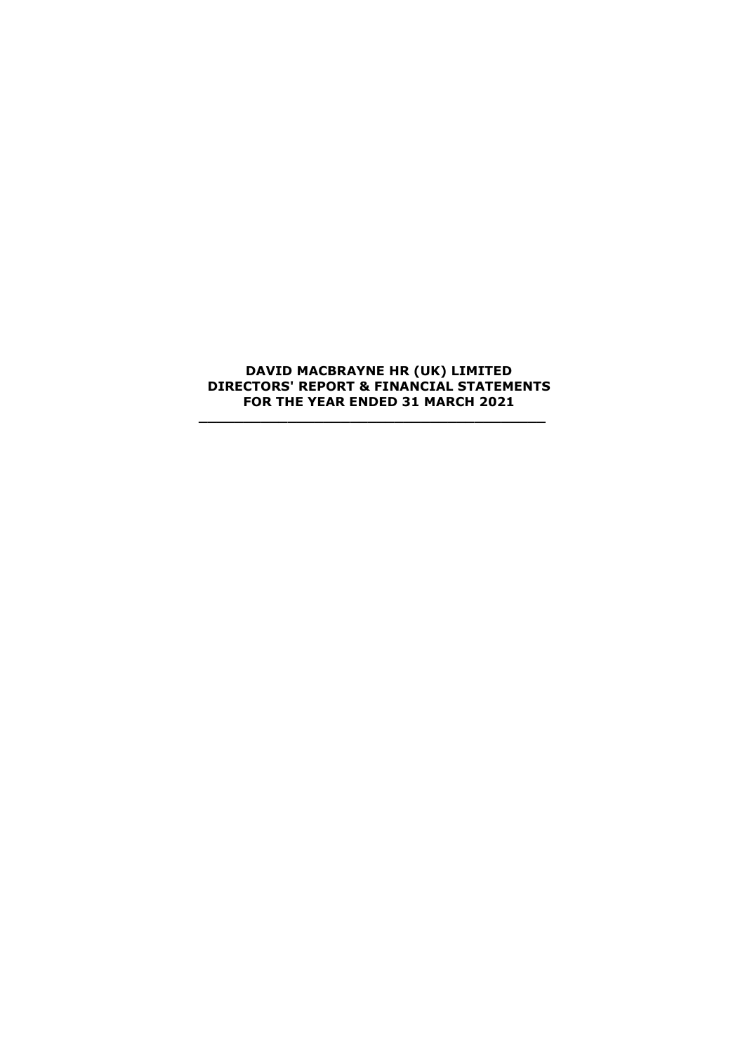# DAVID MACBRAYNE HR (UK) LIMITED
# DIRECTORS' REPORT & FINANCIAL STATEMENTS
# FOR THE YEAR ENDED 31 MARCH 2021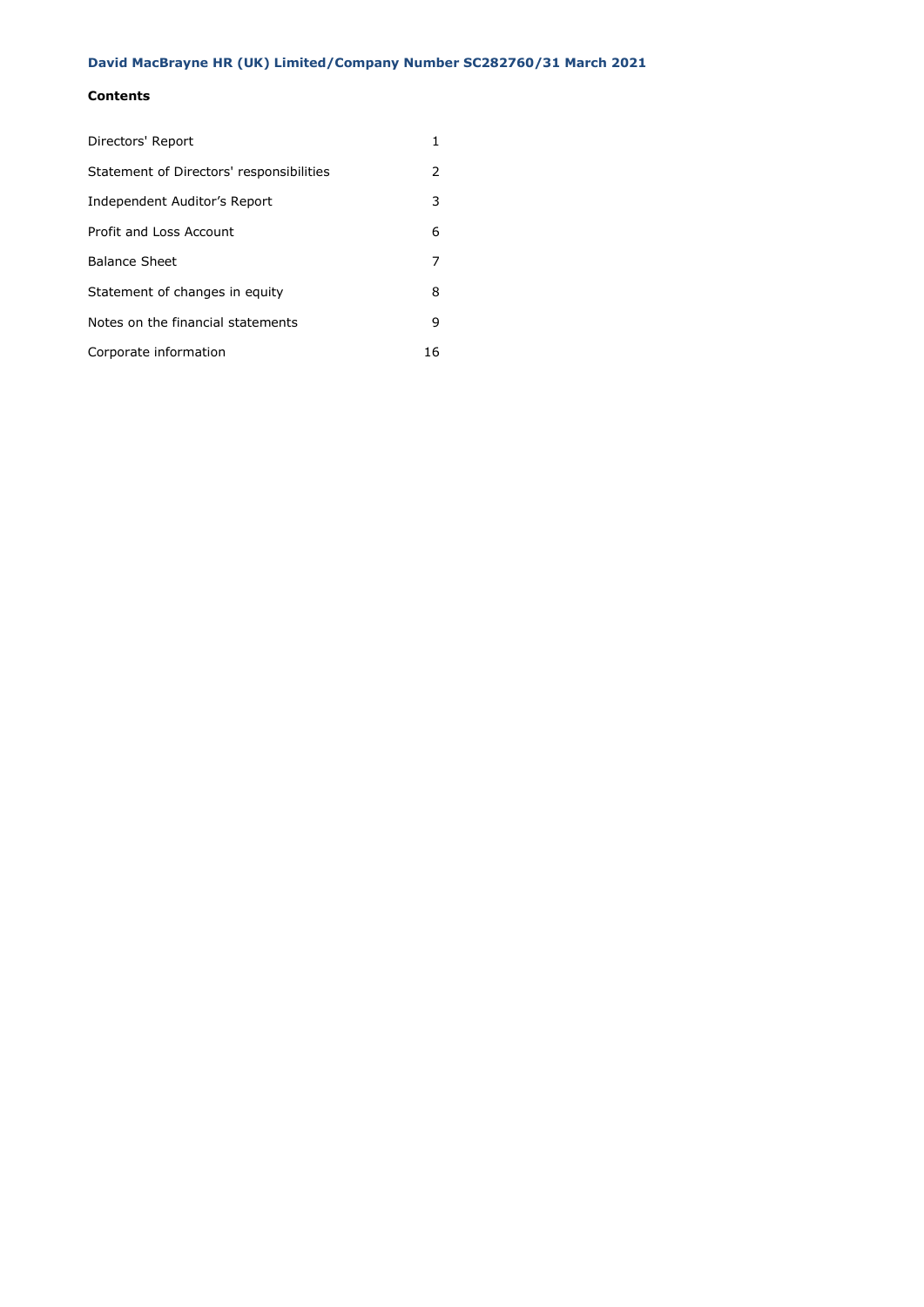**David MacBrayne HR (UK) Limited/Company Number SC282760/31 March 2021**

**Contents**

| | |
|---|---|
| Directors' Report | 1 |
| Statement of Directors' responsibilities | 2 |
| Independent Auditor's Report | 3 |
| Profit and Loss Account | 6 |
| Balance Sheet | 7 |
| Statement of changes in equity | 8 |
| Notes on the financial statements | 9 |
| Corporate information | 16 |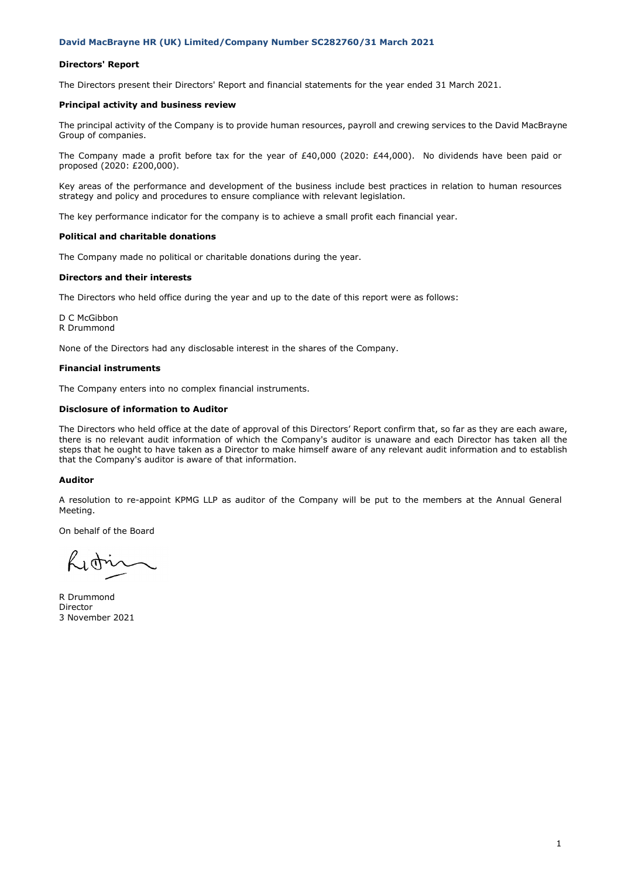**David MacBrayne HR (UK) Limited/Company Number SC282760/31 March 2021**

## Directors' Report

The Directors present their Directors' Report and financial statements for the year ended 31 March 2021.

### Principal activity and business review

The principal activity of the Company is to provide human resources, payroll and crewing services to the David MacBrayne Group of companies.

The Company made a profit before tax for the year of £40,000 (2020: £44,000). No dividends have been paid or proposed (2020: £200,000).

Key areas of the performance and development of the business include best practices in relation to human resources strategy and policy and procedures to ensure compliance with relevant legislation.

The key performance indicator for the company is to achieve a small profit each financial year.

### Political and charitable donations

The Company made no political or charitable donations during the year.

### Directors and their interests

The Directors who held office during the year and up to the date of this report were as follows:

D C McGibbon
R Drummond

None of the Directors had any disclosable interest in the shares of the Company.

### Financial instruments

The Company enters into no complex financial instruments.

### Disclosure of information to Auditor

The Directors who held office at the date of approval of this Directors' Report confirm that, so far as they are each aware, there is no relevant audit information of which the Company's auditor is unaware and each Director has taken all the steps that he ought to have taken as a Director to make himself aware of any relevant audit information and to establish that the Company's auditor is aware of that information.

### Auditor

A resolution to re-appoint KPMG LLP as auditor of the Company will be put to the members at the Annual General Meeting.

On behalf of the Board

R Drummond
Director
3 November 2021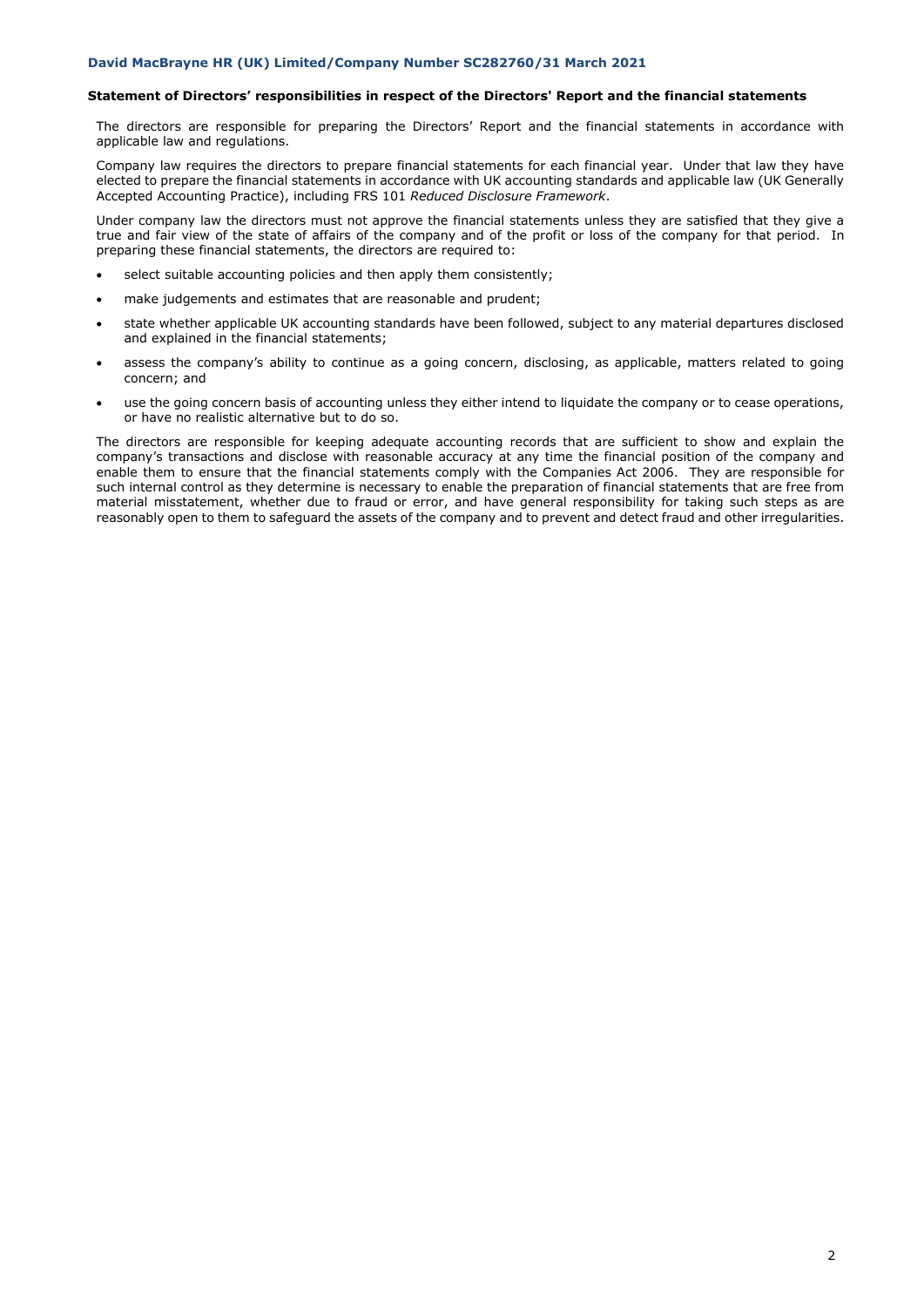## Statement of Directors' responsibilities in respect of the Directors' Report and the financial statements

The directors are responsible for preparing the Directors' Report and the financial statements in accordance with applicable law and regulations.

Company law requires the directors to prepare financial statements for each financial year. Under that law they have elected to prepare the financial statements in accordance with UK accounting standards and applicable law (UK Generally Accepted Accounting Practice), including FRS 101 *Reduced Disclosure Framework*.

Under company law the directors must not approve the financial statements unless they are satisfied that they give a true and fair view of the state of affairs of the company and of the profit or loss of the company for that period. In preparing these financial statements, the directors are required to:

- select suitable accounting policies and then apply them consistently;
- make judgements and estimates that are reasonable and prudent;
- state whether applicable UK accounting standards have been followed, subject to any material departures disclosed and explained in the financial statements;
- assess the company's ability to continue as a going concern, disclosing, as applicable, matters related to going concern; and
- use the going concern basis of accounting unless they either intend to liquidate the company or to cease operations, or have no realistic alternative but to do so.

The directors are responsible for keeping adequate accounting records that are sufficient to show and explain the company's transactions and disclose with reasonable accuracy at any time the financial position of the company and enable them to ensure that the financial statements comply with the Companies Act 2006. They are responsible for such internal control as they determine is necessary to enable the preparation of financial statements that are free from material misstatement, whether due to fraud or error, and have general responsibility for taking such steps as are reasonably open to them to safeguard the assets of the company and to prevent and detect fraud and other irregularities.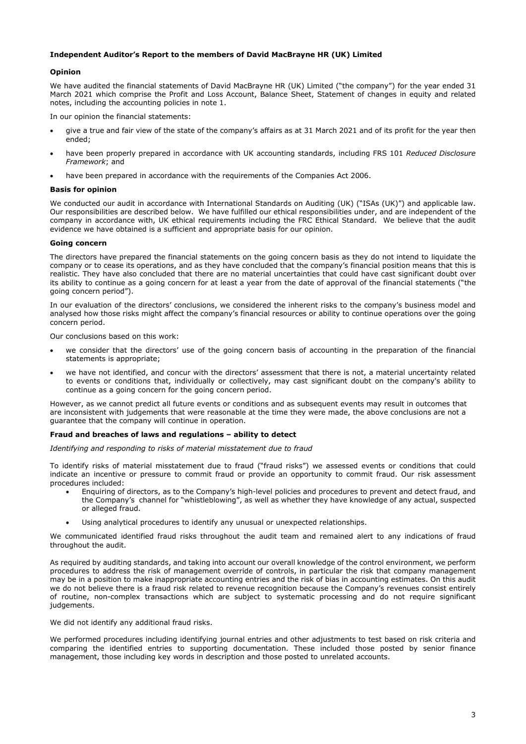## Independent Auditor's Report to the members of David MacBrayne HR (UK) Limited

### Opinion

We have audited the financial statements of David MacBrayne HR (UK) Limited ("the company") for the year ended 31 March 2021 which comprise the Profit and Loss Account, Balance Sheet, Statement of changes in equity and related notes, including the accounting policies in note 1.

In our opinion the financial statements:

- give a true and fair view of the state of the company's affairs as at 31 March 2021 and of its profit for the year then ended;
- have been properly prepared in accordance with UK accounting standards, including FRS 101 *Reduced Disclosure Framework*; and
- have been prepared in accordance with the requirements of the Companies Act 2006.

### Basis for opinion

We conducted our audit in accordance with International Standards on Auditing (UK) ("ISAs (UK)") and applicable law. Our responsibilities are described below. We have fulfilled our ethical responsibilities under, and are independent of the company in accordance with, UK ethical requirements including the FRC Ethical Standard. We believe that the audit evidence we have obtained is a sufficient and appropriate basis for our opinion.

### Going concern

The directors have prepared the financial statements on the going concern basis as they do not intend to liquidate the company or to cease its operations, and as they have concluded that the company's financial position means that this is realistic. They have also concluded that there are no material uncertainties that could have cast significant doubt over its ability to continue as a going concern for at least a year from the date of approval of the financial statements ("the going concern period").

In our evaluation of the directors' conclusions, we considered the inherent risks to the company's business model and analysed how those risks might affect the company's financial resources or ability to continue operations over the going concern period.

Our conclusions based on this work:

- we consider that the directors' use of the going concern basis of accounting in the preparation of the financial statements is appropriate;
- we have not identified, and concur with the directors' assessment that there is not, a material uncertainty related to events or conditions that, individually or collectively, may cast significant doubt on the company's ability to continue as a going concern for the going concern period.

However, as we cannot predict all future events or conditions and as subsequent events may result in outcomes that are inconsistent with judgements that were reasonable at the time they were made, the above conclusions are not a guarantee that the company will continue in operation.

### Fraud and breaches of laws and regulations – ability to detect

*Identifying and responding to risks of material misstatement due to fraud*

To identify risks of material misstatement due to fraud ("fraud risks") we assessed events or conditions that could indicate an incentive or pressure to commit fraud or provide an opportunity to commit fraud. Our risk assessment procedures included:

- Enquiring of directors, as to the Company's high-level policies and procedures to prevent and detect fraud, and the Company's channel for "whistleblowing", as well as whether they have knowledge of any actual, suspected or alleged fraud.
- Using analytical procedures to identify any unusual or unexpected relationships.

We communicated identified fraud risks throughout the audit team and remained alert to any indications of fraud throughout the audit.

As required by auditing standards, and taking into account our overall knowledge of the control environment, we perform procedures to address the risk of management override of controls, in particular the risk that company management may be in a position to make inappropriate accounting entries and the risk of bias in accounting estimates. On this audit we do not believe there is a fraud risk related to revenue recognition because the Company's revenues consist entirely of routine, non-complex transactions which are subject to systematic processing and do not require significant judgements.

We did not identify any additional fraud risks.

We performed procedures including identifying journal entries and other adjustments to test based on risk criteria and comparing the identified entries to supporting documentation. These included those posted by senior finance management, those including key words in description and those posted to unrelated accounts.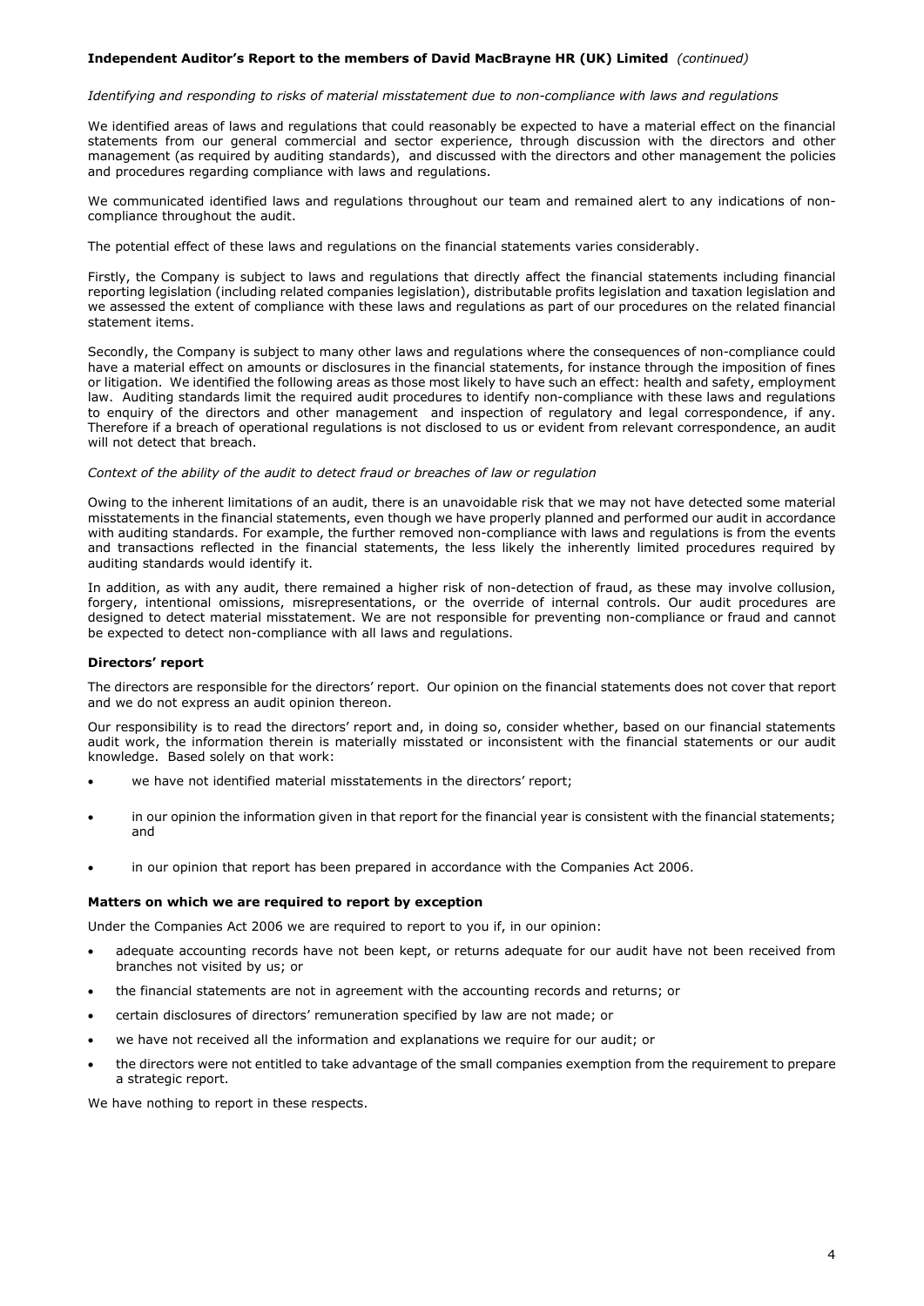**Independent Auditor's Report to the members of David MacBrayne HR (UK) Limited** *(continued)*

*Identifying and responding to risks of material misstatement due to non-compliance with laws and regulations*

We identified areas of laws and regulations that could reasonably be expected to have a material effect on the financial statements from our general commercial and sector experience, through discussion with the directors and other management (as required by auditing standards), and discussed with the directors and other management the policies and procedures regarding compliance with laws and regulations.

We communicated identified laws and regulations throughout our team and remained alert to any indications of non-compliance throughout the audit.

The potential effect of these laws and regulations on the financial statements varies considerably.

Firstly, the Company is subject to laws and regulations that directly affect the financial statements including financial reporting legislation (including related companies legislation), distributable profits legislation and taxation legislation and we assessed the extent of compliance with these laws and regulations as part of our procedures on the related financial statement items.

Secondly, the Company is subject to many other laws and regulations where the consequences of non-compliance could have a material effect on amounts or disclosures in the financial statements, for instance through the imposition of fines or litigation. We identified the following areas as those most likely to have such an effect: health and safety, employment law. Auditing standards limit the required audit procedures to identify non-compliance with these laws and regulations to enquiry of the directors and other management and inspection of regulatory and legal correspondence, if any. Therefore if a breach of operational regulations is not disclosed to us or evident from relevant correspondence, an audit will not detect that breach.

*Context of the ability of the audit to detect fraud or breaches of law or regulation*

Owing to the inherent limitations of an audit, there is an unavoidable risk that we may not have detected some material misstatements in the financial statements, even though we have properly planned and performed our audit in accordance with auditing standards. For example, the further removed non-compliance with laws and regulations is from the events and transactions reflected in the financial statements, the less likely the inherently limited procedures required by auditing standards would identify it.

In addition, as with any audit, there remained a higher risk of non-detection of fraud, as these may involve collusion, forgery, intentional omissions, misrepresentations, or the override of internal controls. Our audit procedures are designed to detect material misstatement. We are not responsible for preventing non-compliance or fraud and cannot be expected to detect non-compliance with all laws and regulations.

**Directors' report**

The directors are responsible for the directors' report. Our opinion on the financial statements does not cover that report and we do not express an audit opinion thereon.

Our responsibility is to read the directors' report and, in doing so, consider whether, based on our financial statements audit work, the information therein is materially misstated or inconsistent with the financial statements or our audit knowledge. Based solely on that work:

- we have not identified material misstatements in the directors' report;
- in our opinion the information given in that report for the financial year is consistent with the financial statements; and
- in our opinion that report has been prepared in accordance with the Companies Act 2006.

**Matters on which we are required to report by exception**

Under the Companies Act 2006 we are required to report to you if, in our opinion:

- adequate accounting records have not been kept, or returns adequate for our audit have not been received from branches not visited by us; or
- the financial statements are not in agreement with the accounting records and returns; or
- certain disclosures of directors' remuneration specified by law are not made; or
- we have not received all the information and explanations we require for our audit; or
- the directors were not entitled to take advantage of the small companies exemption from the requirement to prepare a strategic report.

We have nothing to report in these respects.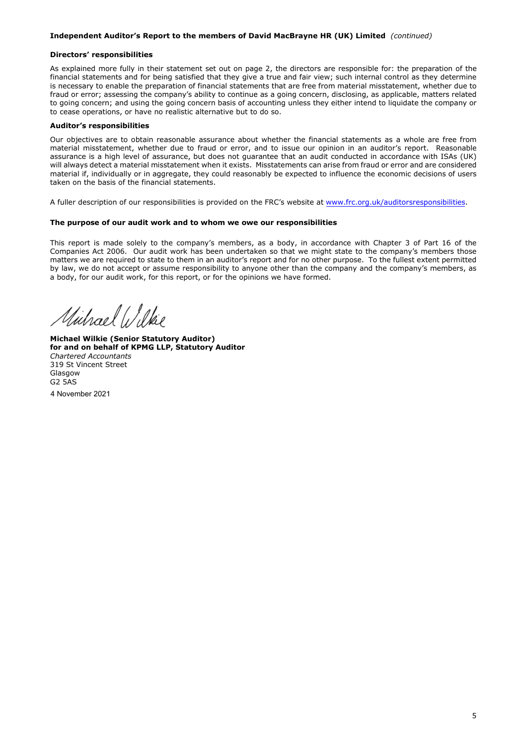**Independent Auditor's Report to the members of David MacBrayne HR (UK) Limited** *(continued)*

**Directors' responsibilities**

As explained more fully in their statement set out on page 2, the directors are responsible for: the preparation of the financial statements and for being satisfied that they give a true and fair view; such internal control as they determine is necessary to enable the preparation of financial statements that are free from material misstatement, whether due to fraud or error; assessing the company's ability to continue as a going concern, disclosing, as applicable, matters related to going concern; and using the going concern basis of accounting unless they either intend to liquidate the company or to cease operations, or have no realistic alternative but to do so.

**Auditor's responsibilities**

Our objectives are to obtain reasonable assurance about whether the financial statements as a whole are free from material misstatement, whether due to fraud or error, and to issue our opinion in an auditor's report. Reasonable assurance is a high level of assurance, but does not guarantee that an audit conducted in accordance with ISAs (UK) will always detect a material misstatement when it exists. Misstatements can arise from fraud or error and are considered material if, individually or in aggregate, they could reasonably be expected to influence the economic decisions of users taken on the basis of the financial statements.

A fuller description of our responsibilities is provided on the FRC's website at www.frc.org.uk/auditorsresponsibilities.

**The purpose of our audit work and to whom we owe our responsibilities**

This report is made solely to the company's members, as a body, in accordance with Chapter 3 of Part 16 of the Companies Act 2006. Our audit work has been undertaken so that we might state to the company's members those matters we are required to state to them in an auditor's report and for no other purpose. To the fullest extent permitted by law, we do not accept or assume responsibility to anyone other than the company and the company's members, as a body, for our audit work, for this report, or for the opinions we have formed.

Michael Wilkie

**Michael Wilkie (Senior Statutory Auditor)**
**for and on behalf of KPMG LLP, Statutory Auditor**
*Chartered Accountants*
319 St Vincent Street
Glasgow
G2 5AS

4 November 2021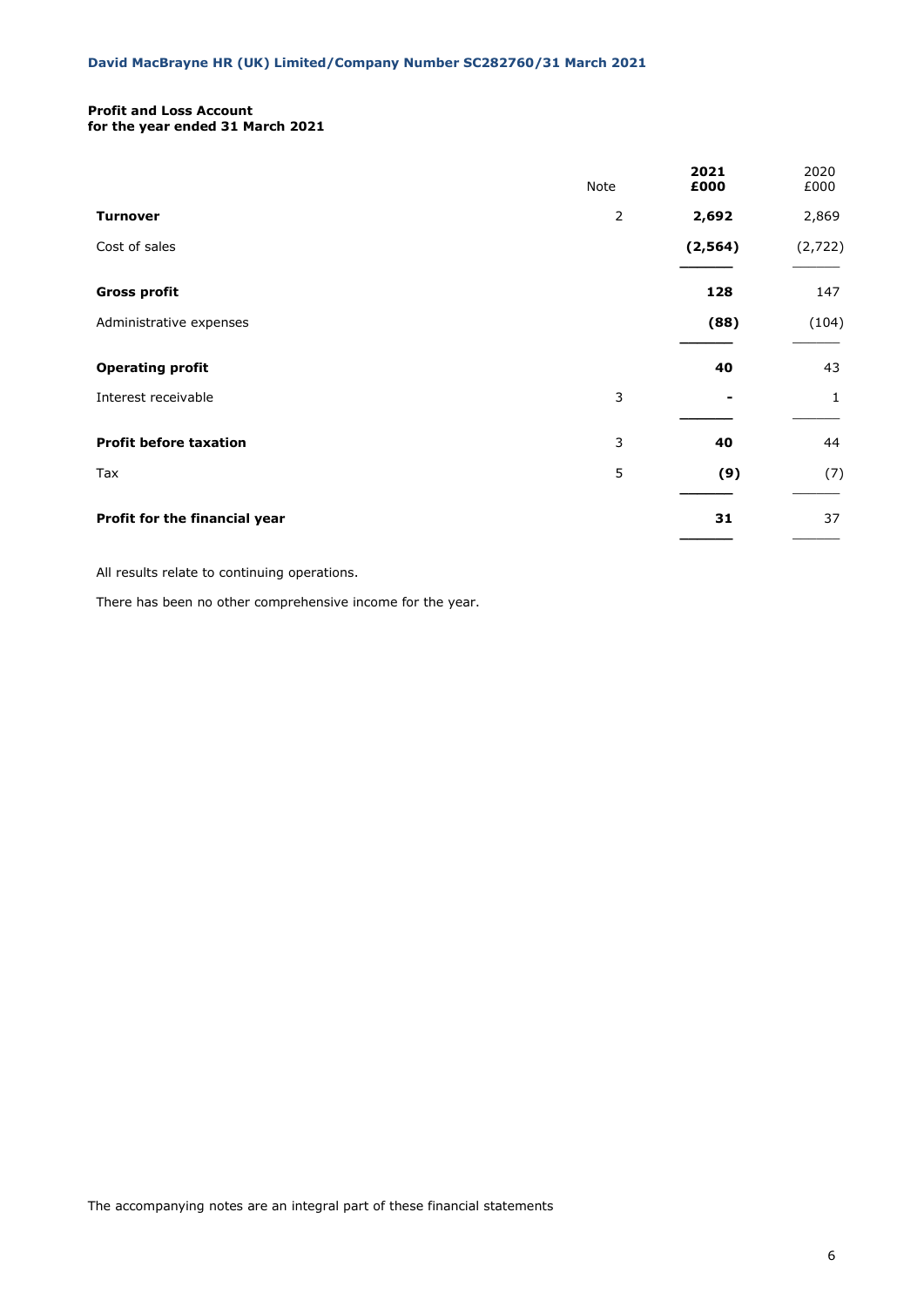**David MacBrayne HR (UK) Limited/Company Number SC282760/31 March 2021**

## Profit and Loss Account
### for the year ended 31 March 2021

| | Note | **2021 £000** | 2020 £000 |
|---|---|---|---|
| **Turnover** | 2 | **2,692** | 2,869 |
| Cost of sales | | **(2,564)** | (2,722) |
| **Gross profit** | | **128** | 147 |
| Administrative expenses | | **(88)** | (104) |
| **Operating profit** | | **40** | 43 |
| Interest receivable | 3 | **-** | 1 |
| **Profit before taxation** | 3 | **40** | 44 |
| Tax | 5 | **(9)** | (7) |
| **Profit for the financial year** | | **31** | 37 |

All results relate to continuing operations.

There has been no other comprehensive income for the year.

The accompanying notes are an integral part of these financial statements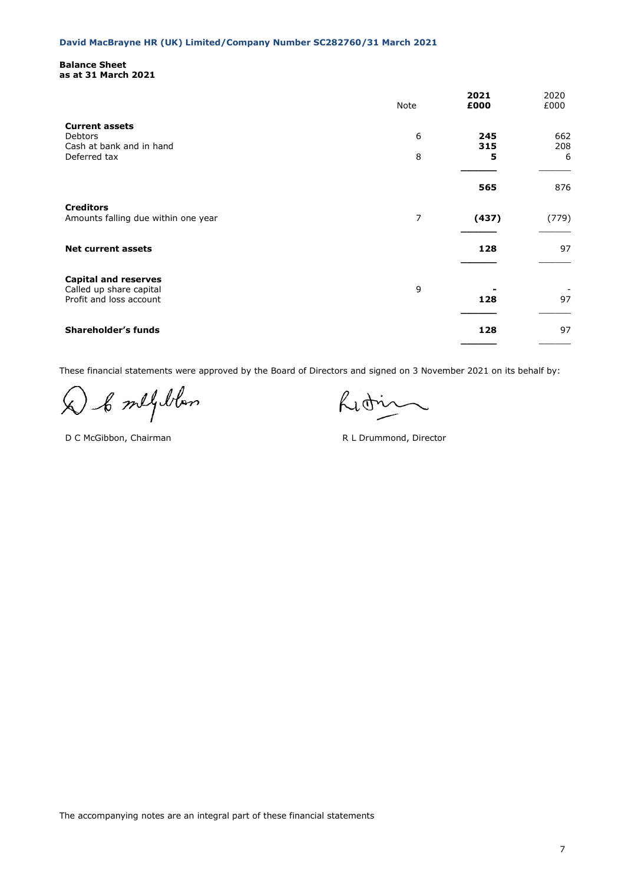**Balance Sheet**
**as at 31 March 2021**

| | Note | **2021 £000** | 2020 £000 |
|---|---|---|---|
| **Current assets** | | | |
| Debtors | 6 | **245** | 662 |
| Cash at bank and in hand | | **315** | 208 |
| Deferred tax | 8 | **5** | 6 |
| | | **565** | 876 |
| **Creditors** | | | |
| Amounts falling due within one year | 7 | **(437)** | (779) |
| **Net current assets** | | **128** | 97 |
| **Capital and reserves** | | | |
| Called up share capital | 9 | **-** | - |
| Profit and loss account | | **128** | 97 |
| **Shareholder's funds** | | **128** | 97 |

These financial statements were approved by the Board of Directors and signed on 3 November 2021 on its behalf by:

D C McGibbon, Chairman

R L Drummond, Director

The accompanying notes are an integral part of these financial statements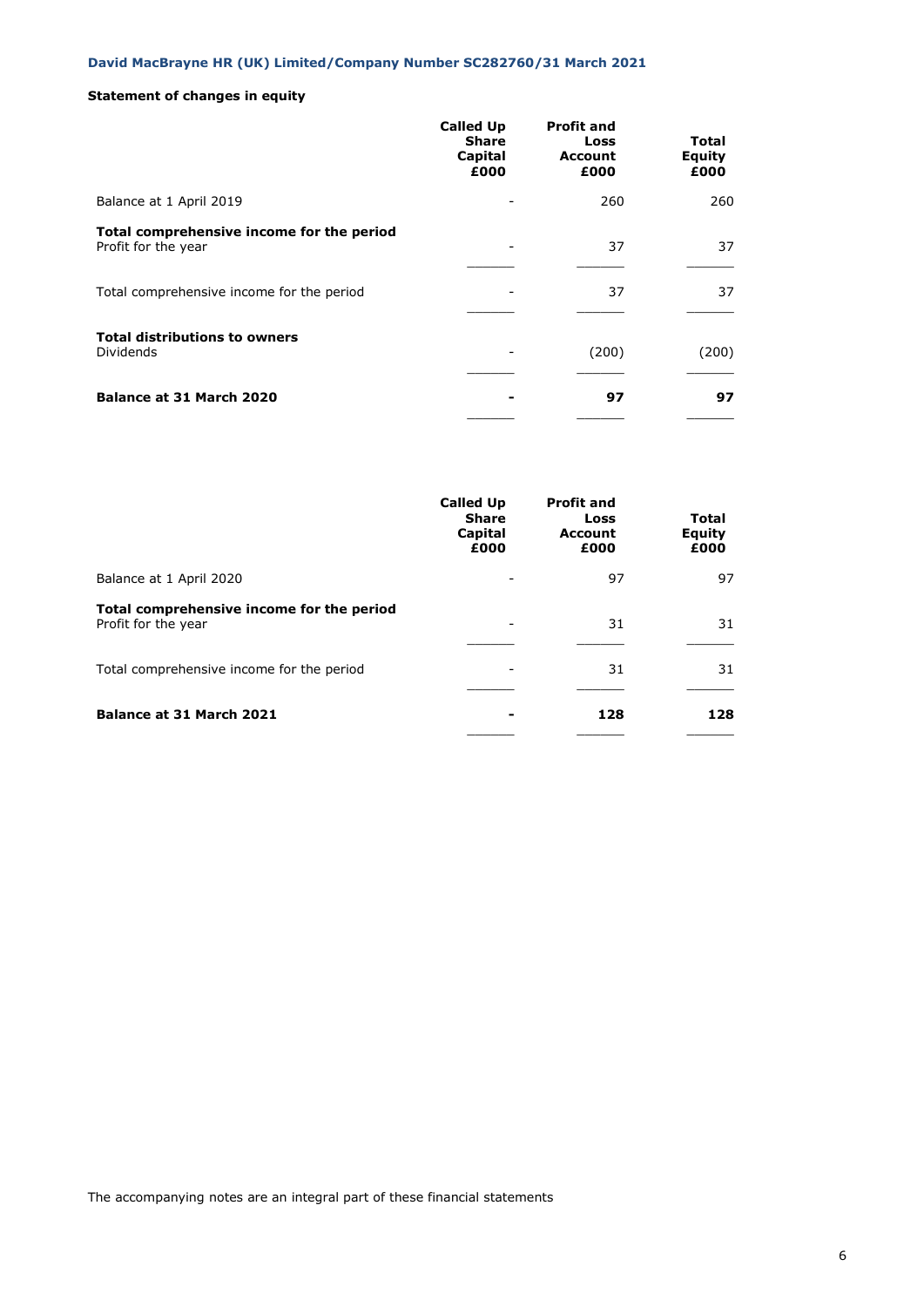David MacBrayne HR (UK) Limited/Company Number SC282760/31 March 2021

**Statement of changes in equity**

| | Called Up Share Capital £000 | Profit and Loss Account £000 | Total Equity £000 |
|---|---|---|---|
| Balance at 1 April 2019 | - | 260 | 260 |
| **Total comprehensive income for the period** | | | |
| Profit for the year | - | 37 | 37 |
| Total comprehensive income for the period | - | 37 | 37 |
| **Total distributions to owners** | | | |
| Dividends | - | (200) | (200) |
| **Balance at 31 March 2020** | **-** | **97** | **97** |

| | Called Up Share Capital £000 | Profit and Loss Account £000 | Total Equity £000 |
|---|---|---|---|
| Balance at 1 April 2020 | - | 97 | 97 |
| **Total comprehensive income for the period** | | | |
| Profit for the year | - | 31 | 31 |
| Total comprehensive income for the period | - | 31 | 31 |
| **Balance at 31 March 2021** | **-** | **128** | **128** |

The accompanying notes are an integral part of these financial statements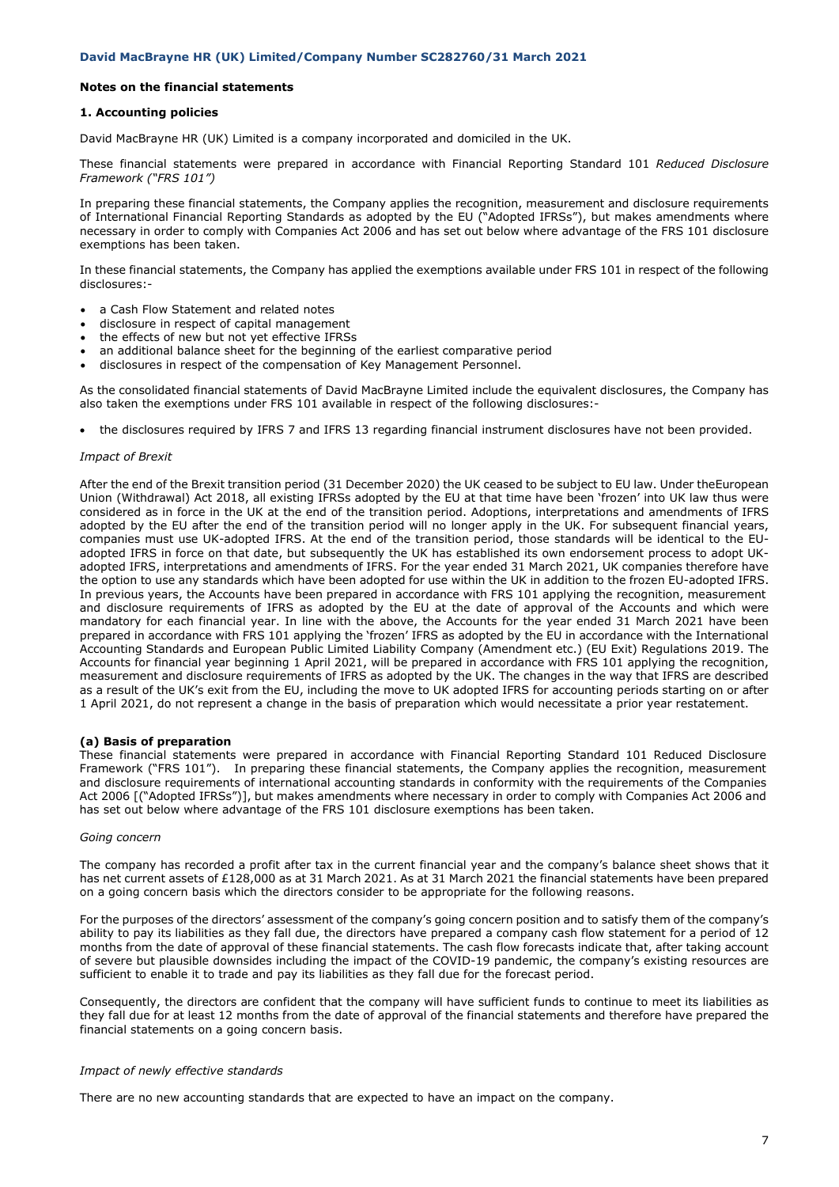## Notes on the financial statements

### 1. Accounting policies

David MacBrayne HR (UK) Limited is a company incorporated and domiciled in the UK.

These financial statements were prepared in accordance with Financial Reporting Standard 101 *Reduced Disclosure Framework ("FRS 101")*

In preparing these financial statements, the Company applies the recognition, measurement and disclosure requirements of International Financial Reporting Standards as adopted by the EU ("Adopted IFRSs"), but makes amendments where necessary in order to comply with Companies Act 2006 and has set out below where advantage of the FRS 101 disclosure exemptions has been taken.

In these financial statements, the Company has applied the exemptions available under FRS 101 in respect of the following disclosures:-

- a Cash Flow Statement and related notes
- disclosure in respect of capital management
- the effects of new but not yet effective IFRSs
- an additional balance sheet for the beginning of the earliest comparative period
- disclosures in respect of the compensation of Key Management Personnel.

As the consolidated financial statements of David MacBrayne Limited include the equivalent disclosures, the Company has also taken the exemptions under FRS 101 available in respect of the following disclosures:-

- the disclosures required by IFRS 7 and IFRS 13 regarding financial instrument disclosures have not been provided.

*Impact of Brexit*

After the end of the Brexit transition period (31 December 2020) the UK ceased to be subject to EU law. Under theEuropean Union (Withdrawal) Act 2018, all existing IFRSs adopted by the EU at that time have been 'frozen' into UK law thus were considered as in force in the UK at the end of the transition period. Adoptions, interpretations and amendments of IFRS adopted by the EU after the end of the transition period will no longer apply in the UK. For subsequent financial years, companies must use UK-adopted IFRS. At the end of the transition period, those standards will be identical to the EU-adopted IFRS in force on that date, but subsequently the UK has established its own endorsement process to adopt UK-adopted IFRS, interpretations and amendments of IFRS. For the year ended 31 March 2021, UK companies therefore have the option to use any standards which have been adopted for use within the UK in addition to the frozen EU-adopted IFRS. In previous years, the Accounts have been prepared in accordance with FRS 101 applying the recognition, measurement and disclosure requirements of IFRS as adopted by the EU at the date of approval of the Accounts and which were mandatory for each financial year. In line with the above, the Accounts for the year ended 31 March 2021 have been prepared in accordance with FRS 101 applying the 'frozen' IFRS as adopted by the EU in accordance with the International Accounting Standards and European Public Limited Liability Company (Amendment etc.) (EU Exit) Regulations 2019. The Accounts for financial year beginning 1 April 2021, will be prepared in accordance with FRS 101 applying the recognition, measurement and disclosure requirements of IFRS as adopted by the UK. The changes in the way that IFRS are described as a result of the UK's exit from the EU, including the move to UK adopted IFRS for accounting periods starting on or after 1 April 2021, do not represent a change in the basis of preparation which would necessitate a prior year restatement.

**(a) Basis of preparation**

These financial statements were prepared in accordance with Financial Reporting Standard 101 Reduced Disclosure Framework ("FRS 101"). In preparing these financial statements, the Company applies the recognition, measurement and disclosure requirements of international accounting standards in conformity with the requirements of the Companies Act 2006 [("Adopted IFRSs")], but makes amendments where necessary in order to comply with Companies Act 2006 and has set out below where advantage of the FRS 101 disclosure exemptions has been taken.

*Going concern*

The company has recorded a profit after tax in the current financial year and the company's balance sheet shows that it has net current assets of £128,000 as at 31 March 2021. As at 31 March 2021 the financial statements have been prepared on a going concern basis which the directors consider to be appropriate for the following reasons.

For the purposes of the directors' assessment of the company's going concern position and to satisfy them of the company's ability to pay its liabilities as they fall due, the directors have prepared a company cash flow statement for a period of 12 months from the date of approval of these financial statements. The cash flow forecasts indicate that, after taking account of severe but plausible downsides including the impact of the COVID-19 pandemic, the company's existing resources are sufficient to enable it to trade and pay its liabilities as they fall due for the forecast period.

Consequently, the directors are confident that the company will have sufficient funds to continue to meet its liabilities as they fall due for at least 12 months from the date of approval of the financial statements and therefore have prepared the financial statements on a going concern basis.

*Impact of newly effective standards*

There are no new accounting standards that are expected to have an impact on the company.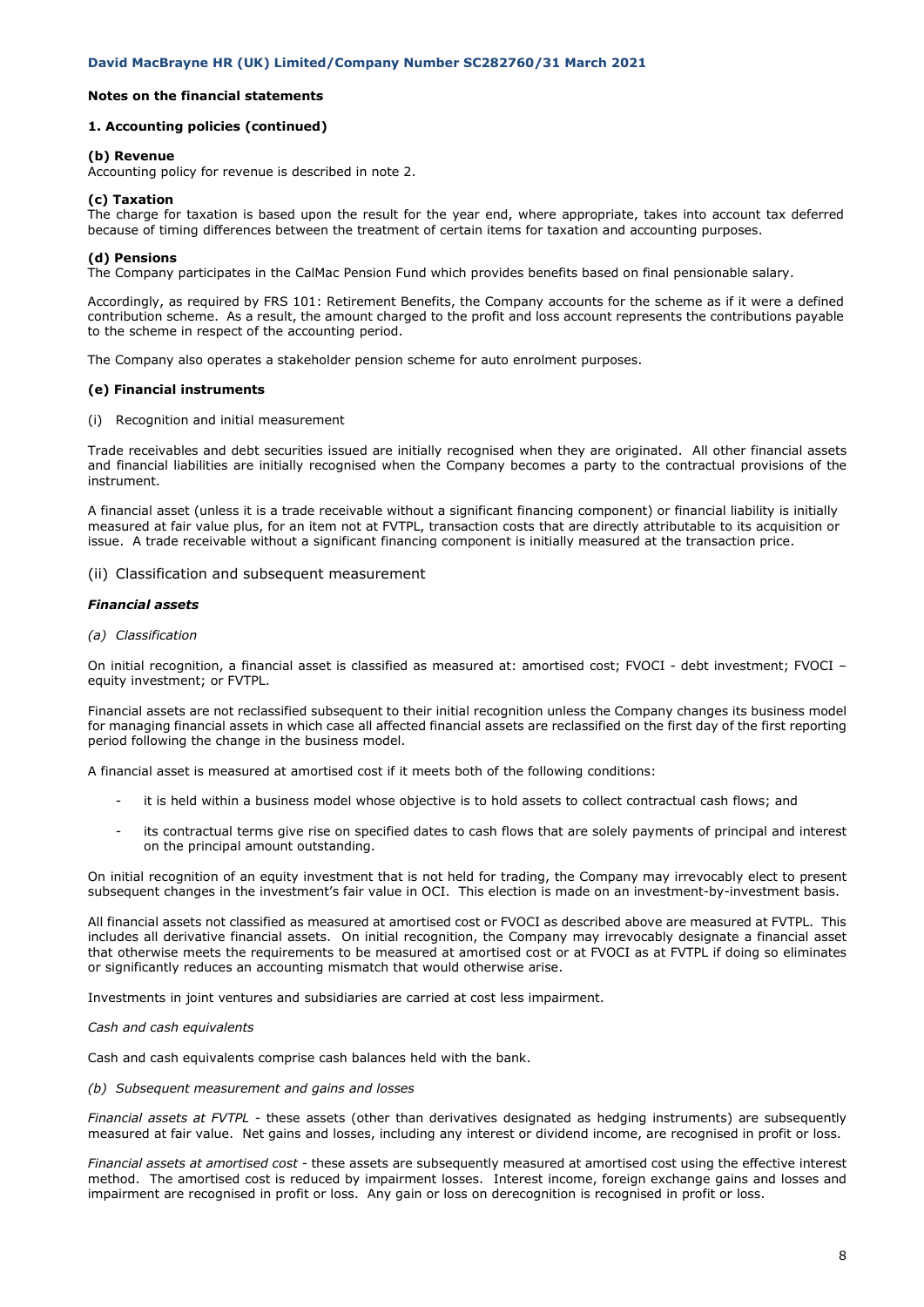## Notes on the financial statements

### 1. Accounting policies (continued)

**(b) Revenue**

Accounting policy for revenue is described in note 2.

**(c) Taxation**

The charge for taxation is based upon the result for the year end, where appropriate, takes into account tax deferred because of timing differences between the treatment of certain items for taxation and accounting purposes.

**(d) Pensions**

The Company participates in the CalMac Pension Fund which provides benefits based on final pensionable salary.

Accordingly, as required by FRS 101: Retirement Benefits, the Company accounts for the scheme as if it were a defined contribution scheme. As a result, the amount charged to the profit and loss account represents the contributions payable to the scheme in respect of the accounting period.

The Company also operates a stakeholder pension scheme for auto enrolment purposes.

**(e) Financial instruments**

(i) Recognition and initial measurement

Trade receivables and debt securities issued are initially recognised when they are originated. All other financial assets and financial liabilities are initially recognised when the Company becomes a party to the contractual provisions of the instrument.

A financial asset (unless it is a trade receivable without a significant financing component) or financial liability is initially measured at fair value plus, for an item not at FVTPL, transaction costs that are directly attributable to its acquisition or issue. A trade receivable without a significant financing component is initially measured at the transaction price.

(ii) Classification and subsequent measurement

***Financial assets***

*(a) Classification*

On initial recognition, a financial asset is classified as measured at: amortised cost; FVOCI - debt investment; FVOCI – equity investment; or FVTPL.

Financial assets are not reclassified subsequent to their initial recognition unless the Company changes its business model for managing financial assets in which case all affected financial assets are reclassified on the first day of the first reporting period following the change in the business model.

A financial asset is measured at amortised cost if it meets both of the following conditions:

- it is held within a business model whose objective is to hold assets to collect contractual cash flows; and
- its contractual terms give rise on specified dates to cash flows that are solely payments of principal and interest on the principal amount outstanding.

On initial recognition of an equity investment that is not held for trading, the Company may irrevocably elect to present subsequent changes in the investment's fair value in OCI. This election is made on an investment-by-investment basis.

All financial assets not classified as measured at amortised cost or FVOCI as described above are measured at FVTPL. This includes all derivative financial assets. On initial recognition, the Company may irrevocably designate a financial asset that otherwise meets the requirements to be measured at amortised cost or at FVOCI as at FVTPL if doing so eliminates or significantly reduces an accounting mismatch that would otherwise arise.

Investments in joint ventures and subsidiaries are carried at cost less impairment.

*Cash and cash equivalents*

Cash and cash equivalents comprise cash balances held with the bank.

*(b) Subsequent measurement and gains and losses*

*Financial assets at FVTPL* - these assets (other than derivatives designated as hedging instruments) are subsequently measured at fair value. Net gains and losses, including any interest or dividend income, are recognised in profit or loss.

*Financial assets at amortised cost* - these assets are subsequently measured at amortised cost using the effective interest method. The amortised cost is reduced by impairment losses. Interest income, foreign exchange gains and losses and impairment are recognised in profit or loss. Any gain or loss on derecognition is recognised in profit or loss.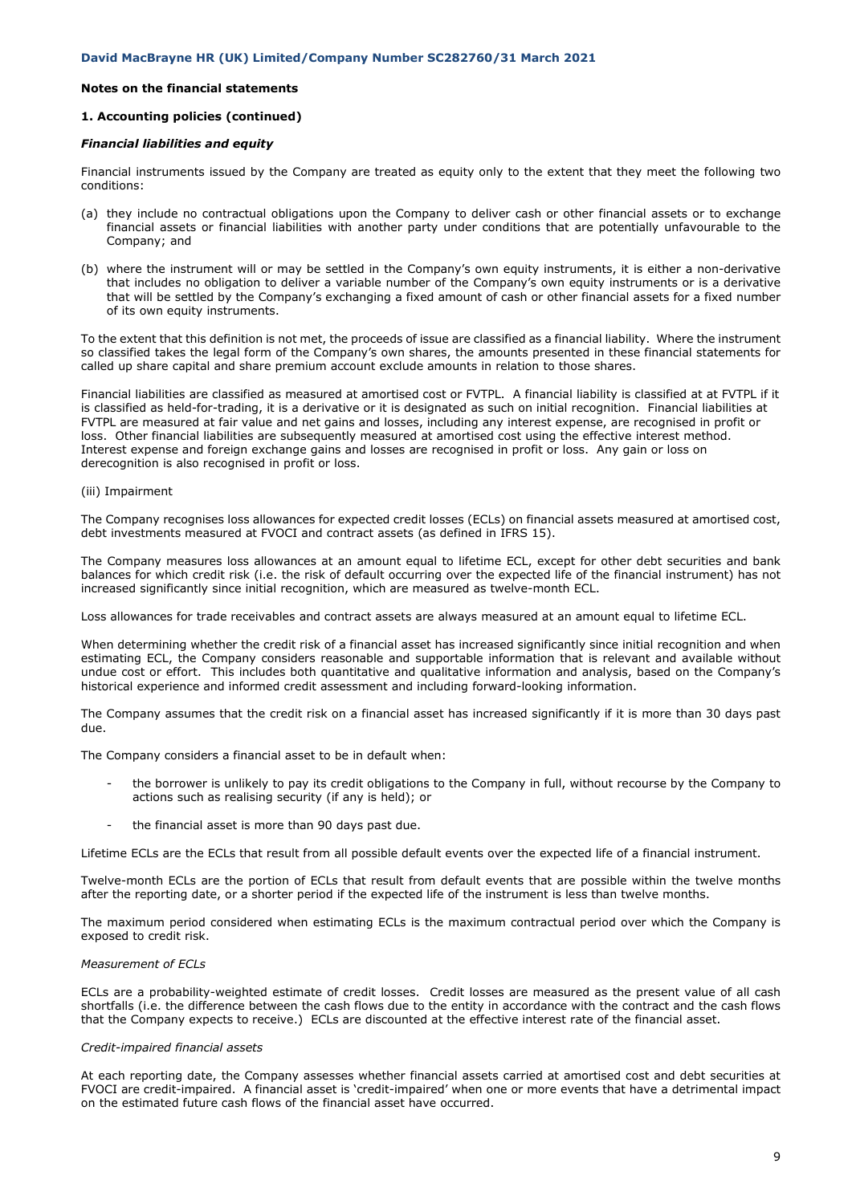**Notes on the financial statements**

**1. Accounting policies (continued)**

***Financial liabilities and equity***

Financial instruments issued by the Company are treated as equity only to the extent that they meet the following two conditions:

(a) they include no contractual obligations upon the Company to deliver cash or other financial assets or to exchange financial assets or financial liabilities with another party under conditions that are potentially unfavourable to the Company; and

(b) where the instrument will or may be settled in the Company's own equity instruments, it is either a non-derivative that includes no obligation to deliver a variable number of the Company's own equity instruments or is a derivative that will be settled by the Company's exchanging a fixed amount of cash or other financial assets for a fixed number of its own equity instruments.

To the extent that this definition is not met, the proceeds of issue are classified as a financial liability. Where the instrument so classified takes the legal form of the Company's own shares, the amounts presented in these financial statements for called up share capital and share premium account exclude amounts in relation to those shares.

Financial liabilities are classified as measured at amortised cost or FVTPL. A financial liability is classified at at FVTPL if it is classified as held-for-trading, it is a derivative or it is designated as such on initial recognition. Financial liabilities at FVTPL are measured at fair value and net gains and losses, including any interest expense, are recognised in profit or loss. Other financial liabilities are subsequently measured at amortised cost using the effective interest method. Interest expense and foreign exchange gains and losses are recognised in profit or loss. Any gain or loss on derecognition is also recognised in profit or loss.

(iii) Impairment

The Company recognises loss allowances for expected credit losses (ECLs) on financial assets measured at amortised cost, debt investments measured at FVOCI and contract assets (as defined in IFRS 15).

The Company measures loss allowances at an amount equal to lifetime ECL, except for other debt securities and bank balances for which credit risk (i.e. the risk of default occurring over the expected life of the financial instrument) has not increased significantly since initial recognition, which are measured as twelve-month ECL.

Loss allowances for trade receivables and contract assets are always measured at an amount equal to lifetime ECL.

When determining whether the credit risk of a financial asset has increased significantly since initial recognition and when estimating ECL, the Company considers reasonable and supportable information that is relevant and available without undue cost or effort. This includes both quantitative and qualitative information and analysis, based on the Company's historical experience and informed credit assessment and including forward-looking information.

The Company assumes that the credit risk on a financial asset has increased significantly if it is more than 30 days past due.

The Company considers a financial asset to be in default when:

- the borrower is unlikely to pay its credit obligations to the Company in full, without recourse by the Company to actions such as realising security (if any is held); or
- the financial asset is more than 90 days past due.

Lifetime ECLs are the ECLs that result from all possible default events over the expected life of a financial instrument.

Twelve-month ECLs are the portion of ECLs that result from default events that are possible within the twelve months after the reporting date, or a shorter period if the expected life of the instrument is less than twelve months.

The maximum period considered when estimating ECLs is the maximum contractual period over which the Company is exposed to credit risk.

*Measurement of ECLs*

ECLs are a probability-weighted estimate of credit losses. Credit losses are measured as the present value of all cash shortfalls (i.e. the difference between the cash flows due to the entity in accordance with the contract and the cash flows that the Company expects to receive.) ECLs are discounted at the effective interest rate of the financial asset.

*Credit-impaired financial assets*

At each reporting date, the Company assesses whether financial assets carried at amortised cost and debt securities at FVOCI are credit-impaired. A financial asset is 'credit-impaired' when one or more events that have a detrimental impact on the estimated future cash flows of the financial asset have occurred.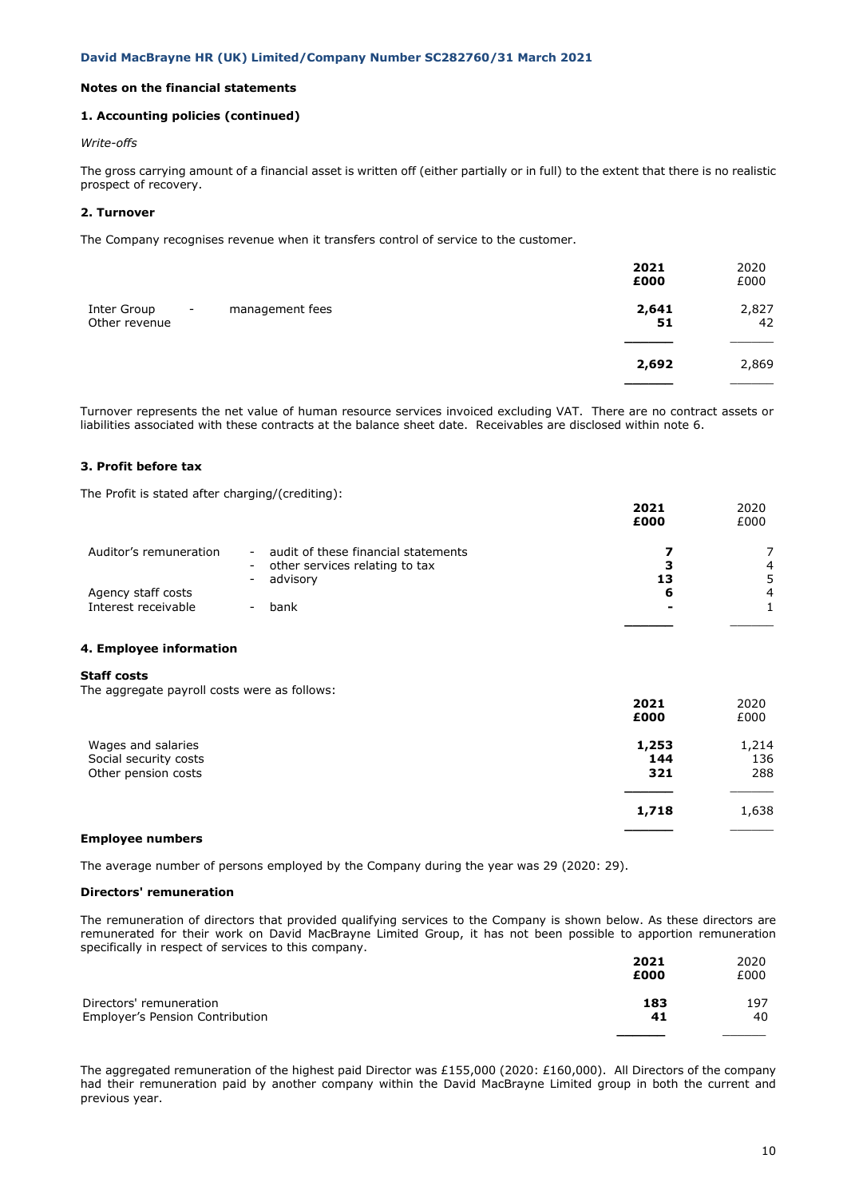## Notes on the financial statements

### 1. Accounting policies (continued)

*Write-offs*

The gross carrying amount of a financial asset is written off (either partially or in full) to the extent that there is no realistic prospect of recovery.

### 2. Turnover

The Company recognises revenue when it transfers control of service to the customer.

| | | 2021 £000 | 2020 £000 |
|---|---|---|---|
| Inter Group | - management fees | **2,641** | 2,827 |
| Other revenue | | **51** | 42 |
| | | **2,692** | 2,869 |

Turnover represents the net value of human resource services invoiced excluding VAT. There are no contract assets or liabilities associated with these contracts at the balance sheet date. Receivables are disclosed within note 6.

### 3. Profit before tax

The Profit is stated after charging/(crediting):

| | | 2021 £000 | 2020 £000 |
|---|---|---|---|
| Auditor's remuneration | - audit of these financial statements | **7** | 7 |
| | - other services relating to tax | **3** | 4 |
| | - advisory | **13** | 5 |
| Agency staff costs | | **6** | 4 |
| Interest receivable | - bank | **-** | 1 |

### 4. Employee information

**Staff costs**

The aggregate payroll costs were as follows:

| | 2021 £000 | 2020 £000 |
|---|---|---|
| Wages and salaries | **1,253** | 1,214 |
| Social security costs | **144** | 136 |
| Other pension costs | **321** | 288 |
| | **1,718** | 1,638 |

**Employee numbers**

The average number of persons employed by the Company during the year was 29 (2020: 29).

**Directors' remuneration**

The remuneration of directors that provided qualifying services to the Company is shown below. As these directors are remunerated for their work on David MacBrayne Limited Group, it has not been possible to apportion remuneration specifically in respect of services to this company.

| | 2021 £000 | 2020 £000 |
|---|---|---|
| Directors' remuneration | **183** | 197 |
| Employer's Pension Contribution | **41** | 40 |

The aggregated remuneration of the highest paid Director was £155,000 (2020: £160,000). All Directors of the company had their remuneration paid by another company within the David MacBrayne Limited group in both the current and previous year.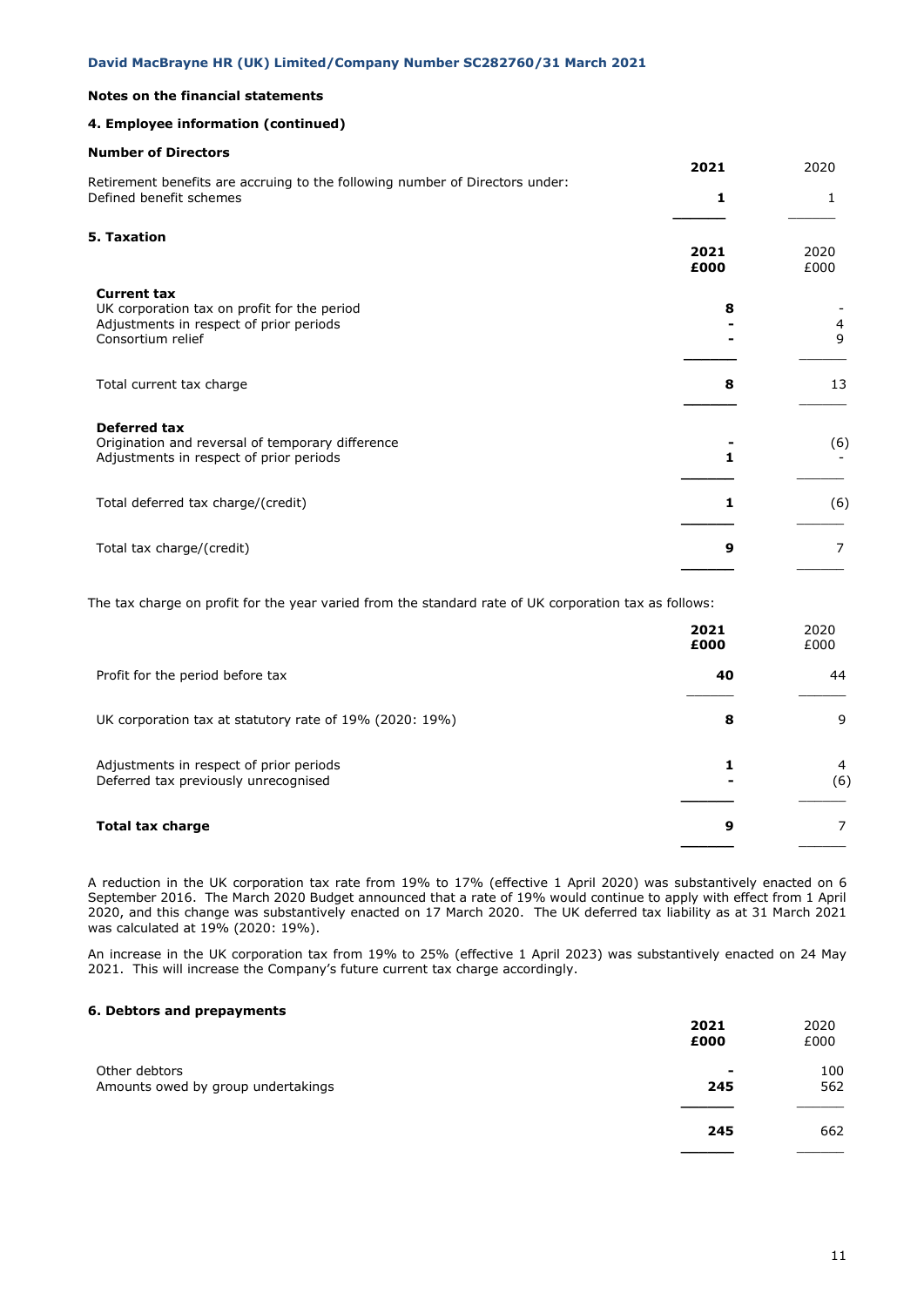## Notes on the financial statements

### 4. Employee information (continued)

**Number of Directors**

| | **2021** | 2020 |
|---|---|---|
| Retirement benefits are accruing to the following number of Directors under: | | |
| Defined benefit schemes | **1** | 1 |

### 5. Taxation

| | **2021 £000** | 2020 £000 |
|---|---|---|
| **Current tax** | | |
| UK corporation tax on profit for the period | **8** | - |
| Adjustments in respect of prior periods | **-** | 4 |
| Consortium relief | **-** | 9 |
| Total current tax charge | **8** | 13 |
| **Deferred tax** | | |
| Origination and reversal of temporary difference | **-** | (6) |
| Adjustments in respect of prior periods | **1** | - |
| Total deferred tax charge/(credit) | **1** | (6) |
| Total tax charge/(credit) | **9** | 7 |

The tax charge on profit for the year varied from the standard rate of UK corporation tax as follows:

| | **2021 £000** | 2020 £000 |
|---|---|---|
| Profit for the period before tax | **40** | 44 |
| UK corporation tax at statutory rate of 19% (2020: 19%) | **8** | 9 |
| Adjustments in respect of prior periods | **1** | 4 |
| Deferred tax previously unrecognised | **-** | (6) |
| **Total tax charge** | **9** | 7 |

A reduction in the UK corporation tax rate from 19% to 17% (effective 1 April 2020) was substantively enacted on 6 September 2016. The March 2020 Budget announced that a rate of 19% would continue to apply with effect from 1 April 2020, and this change was substantively enacted on 17 March 2020. The UK deferred tax liability as at 31 March 2021 was calculated at 19% (2020: 19%).

An increase in the UK corporation tax from 19% to 25% (effective 1 April 2023) was substantively enacted on 24 May 2021. This will increase the Company's future current tax charge accordingly.

### 6. Debtors and prepayments

| | **2021 £000** | 2020 £000 |
|---|---|---|
| Other debtors | **-** | 100 |
| Amounts owed by group undertakings | **245** | 562 |
| | **245** | 662 |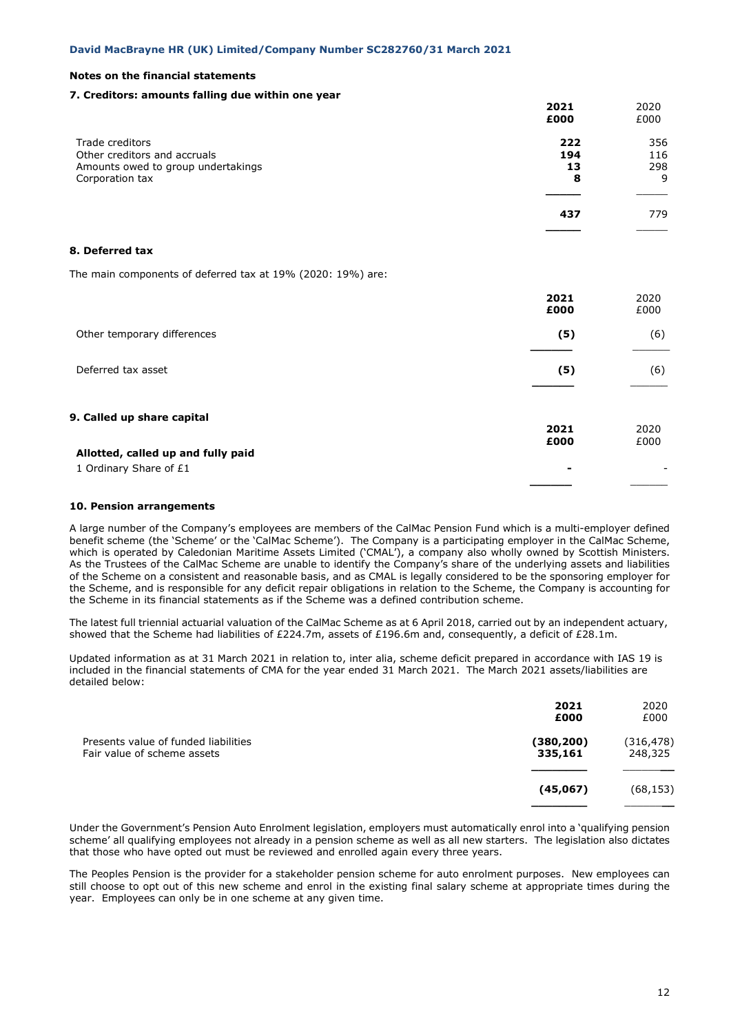## Notes on the financial statements

### 7. Creditors: amounts falling due within one year

| | 2021 £000 | 2020 £000 |
|---|---|---|
| Trade creditors | **222** | 356 |
| Other creditors and accruals | **194** | 116 |
| Amounts owed to group undertakings | **13** | 298 |
| Corporation tax | **8** | 9 |
| | **437** | 779 |

### 8. Deferred tax

The main components of deferred tax at 19% (2020: 19%) are:

| | 2021 £000 | 2020 £000 |
|---|---|---|
| Other temporary differences | **(5)** | (6) |
| Deferred tax asset | **(5)** | (6) |

### 9. Called up share capital

| | 2021 £000 | 2020 £000 |
|---|---|---|
| **Allotted, called up and fully paid** | | |
| 1 Ordinary Share of £1 | **-** | - |

### 10. Pension arrangements

A large number of the Company's employees are members of the CalMac Pension Fund which is a multi-employer defined benefit scheme (the 'Scheme' or the 'CalMac Scheme'). The Company is a participating employer in the CalMac Scheme, which is operated by Caledonian Maritime Assets Limited ('CMAL'), a company also wholly owned by Scottish Ministers. As the Trustees of the CalMac Scheme are unable to identify the Company's share of the underlying assets and liabilities of the Scheme on a consistent and reasonable basis, and as CMAL is legally considered to be the sponsoring employer for the Scheme, and is responsible for any deficit repair obligations in relation to the Scheme, the Company is accounting for the Scheme in its financial statements as if the Scheme was a defined contribution scheme.

The latest full triennial actuarial valuation of the CalMac Scheme as at 6 April 2018, carried out by an independent actuary, showed that the Scheme had liabilities of £224.7m, assets of £196.6m and, consequently, a deficit of £28.1m.

Updated information as at 31 March 2021 in relation to, inter alia, scheme deficit prepared in accordance with IAS 19 is included in the financial statements of CMA for the year ended 31 March 2021. The March 2021 assets/liabilities are detailed below:

| | 2021 £000 | 2020 £000 |
|---|---|---|
| Presents value of funded liabilities | **(380,200)** | (316,478) |
| Fair value of scheme assets | **335,161** | 248,325 |
| | **(45,067)** | (68,153) |

Under the Government's Pension Auto Enrolment legislation, employers must automatically enrol into a 'qualifying pension scheme' all qualifying employees not already in a pension scheme as well as all new starters. The legislation also dictates that those who have opted out must be reviewed and enrolled again every three years.

The Peoples Pension is the provider for a stakeholder pension scheme for auto enrolment purposes. New employees can still choose to opt out of this new scheme and enrol in the existing final salary scheme at appropriate times during the year. Employees can only be in one scheme at any given time.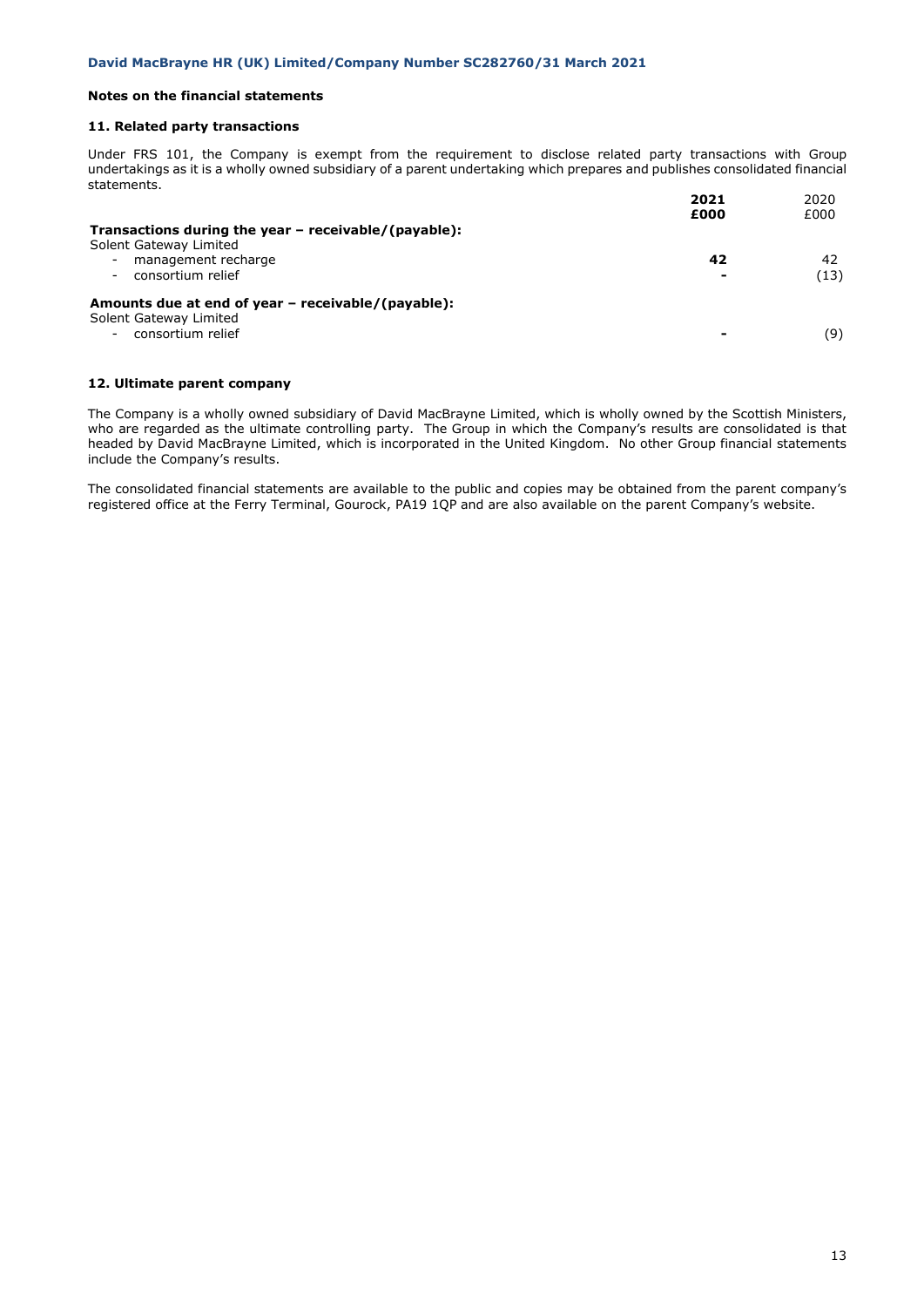## Notes on the financial statements

### 11. Related party transactions

Under FRS 101, the Company is exempt from the requirement to disclose related party transactions with Group undertakings as it is a wholly owned subsidiary of a parent undertaking which prepares and publishes consolidated financial statements.

| | **2021 £000** | 2020 £000 |
|---|---|---|
| **Transactions during the year – receivable/(payable):** | | |
| Solent Gateway Limited | | |
| - management recharge | **42** | 42 |
| - consortium relief | **-** | (13) |
| **Amounts due at end of year – receivable/(payable):** | | |
| Solent Gateway Limited | | |
| - consortium relief | **-** | (9) |

### 12. Ultimate parent company

The Company is a wholly owned subsidiary of David MacBrayne Limited, which is wholly owned by the Scottish Ministers, who are regarded as the ultimate controlling party. The Group in which the Company's results are consolidated is that headed by David MacBrayne Limited, which is incorporated in the United Kingdom. No other Group financial statements include the Company's results.

The consolidated financial statements are available to the public and copies may be obtained from the parent company's registered office at the Ferry Terminal, Gourock, PA19 1QP and are also available on the parent Company's website.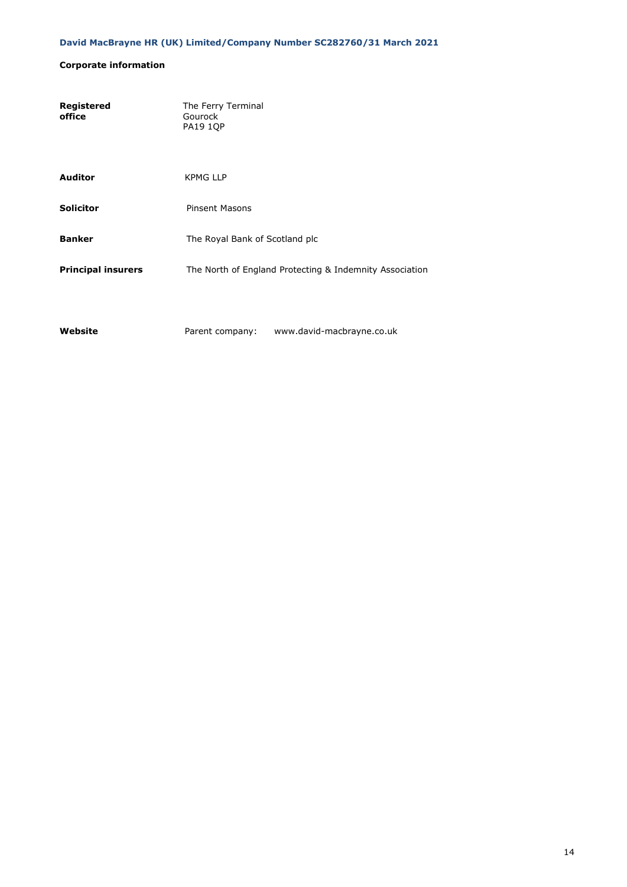**Corporate information**

| | | |
|---|---|---|
| **Registered office** | The Ferry Terminal<br>Gourock<br>PA19 1QP | |
| **Auditor** | KPMG LLP | |
| **Solicitor** | Pinsent Masons | |
| **Banker** | The Royal Bank of Scotland plc | |
| **Principal insurers** | The North of England Protecting & Indemnity Association | |
| **Website** | Parent company: | www.david-macbrayne.co.uk |